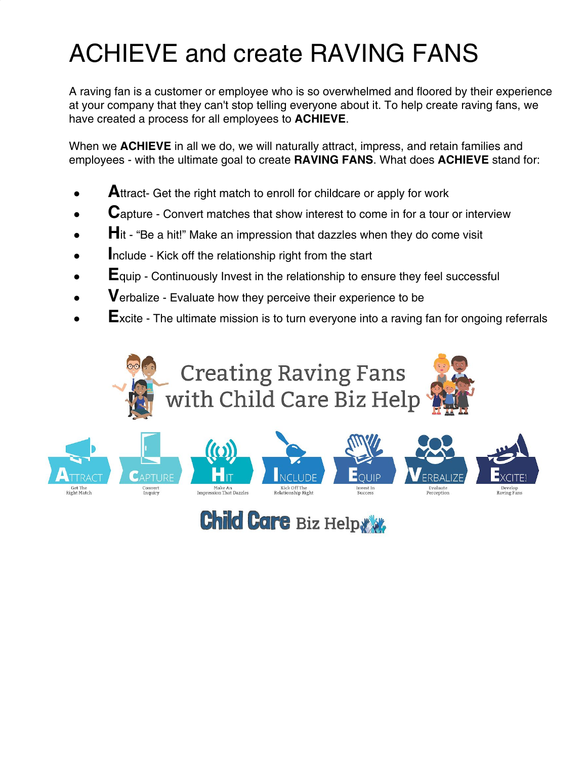# ACHIEVE and create RAVING FANS

A raving fan is a customer or employee who is so overwhelmed and floored by their experience at your company that they can't stop telling everyone about it. To help create raving fans, we have created a process for all employees to **ACHIEVE**.

When we **ACHIEVE** in all we do, we will naturally attract, impress, and retain families and employees - with the ultimate goal to create **RAVING FANS**. What does **ACHIEVE** stand for:

- **A**ttract- Get the right match to enroll for childcare or apply for work
- **C**apture - Convert matches that show interest to come in for a tour or interview
- **H**it - "Be a hit!" Make an impression that dazzles when they do come visit
- **I**nclude - Kick off the relationship right from the start
- **E**quip - Continuously Invest in the relationship to ensure they feel successful
- **V**erbalize - Evaluate how they perceive their experience to be
- **E**xcite - The ultimate mission is to turn everyone into a raving fan for ongoing referrals

Creating Raving Fans with Child Care Biz Help

ATTRACT — Get The Right Match
CAPTURE — Convert Inquiry
HIT — Make An Impression That Dazzles
INCLUDE — Kick Off The Relationship Right
EQUIP — Invest In Success
VERBALIZE — Evaluate Perception
EXCITE! — Develop Raving Fans

Child Care Biz Help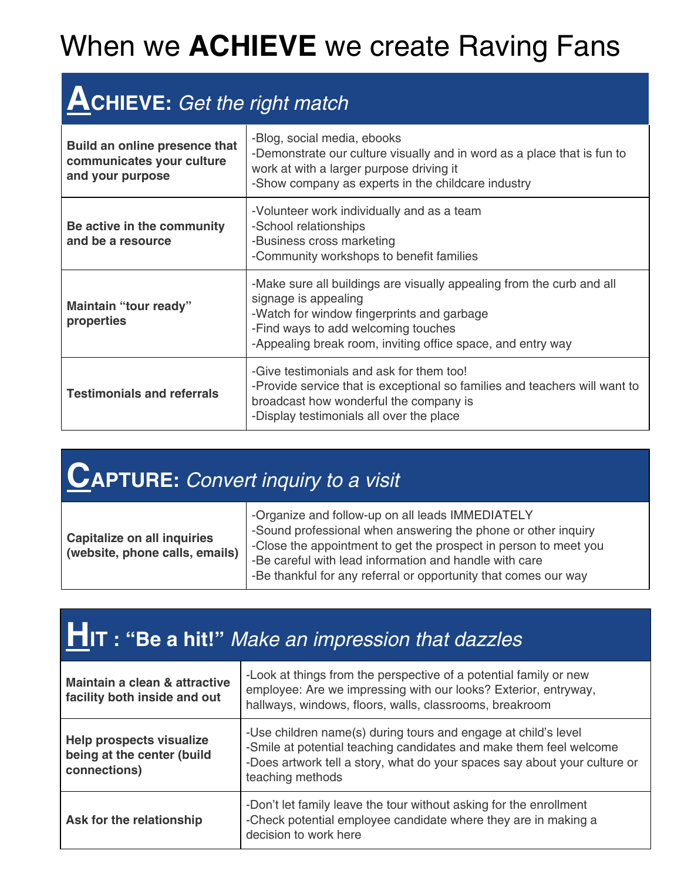# When we **ACHIEVE** we create Raving Fans

## **ACHIEVE:** *Get the right match*

| | |
|---|---|
| **Build an online presence that communicates your culture and your purpose** | -Blog, social media, ebooks<br>-Demonstrate our culture visually and in word as a place that is fun to work at with a larger purpose driving it<br>-Show company as experts in the childcare industry |
| **Be active in the community and be a resource** | -Volunteer work individually and as a team<br>-School relationships<br>-Business cross marketing<br>-Community workshops to benefit families |
| **Maintain "tour ready" properties** | -Make sure all buildings are visually appealing from the curb and all signage is appealing<br>-Watch for window fingerprints and garbage<br>-Find ways to add welcoming touches<br>-Appealing break room, inviting office space, and entry way |
| **Testimonials and referrals** | -Give testimonials and ask for them too!<br>-Provide service that is exceptional so families and teachers will want to broadcast how wonderful the company is<br>-Display testimonials all over the place |

## **CAPTURE:** *Convert inquiry to a visit*

| | |
|---|---|
| **Capitalize on all inquiries (website, phone calls, emails)** | -Organize and follow-up on all leads IMMEDIATELY<br>-Sound professional when answering the phone or other inquiry<br>-Close the appointment to get the prospect in person to meet you<br>-Be careful with lead information and handle with care<br>-Be thankful for any referral or opportunity that comes our way |

## **HIT : "Be a hit!"** *Make an impression that dazzles*

| | |
|---|---|
| **Maintain a clean & attractive facility both inside and out** | -Look at things from the perspective of a potential family or new employee: Are we impressing with our looks? Exterior, entryway, hallways, windows, floors, walls, classrooms, breakroom |
| **Help prospects visualize being at the center (build connections)** | -Use children name(s) during tours and engage at child's level<br>-Smile at potential teaching candidates and make them feel welcome<br>-Does artwork tell a story, what do your spaces say about your culture or teaching methods |
| **Ask for the relationship** | -Don't let family leave the tour without asking for the enrollment<br>-Check potential employee candidate where they are in making a decision to work here |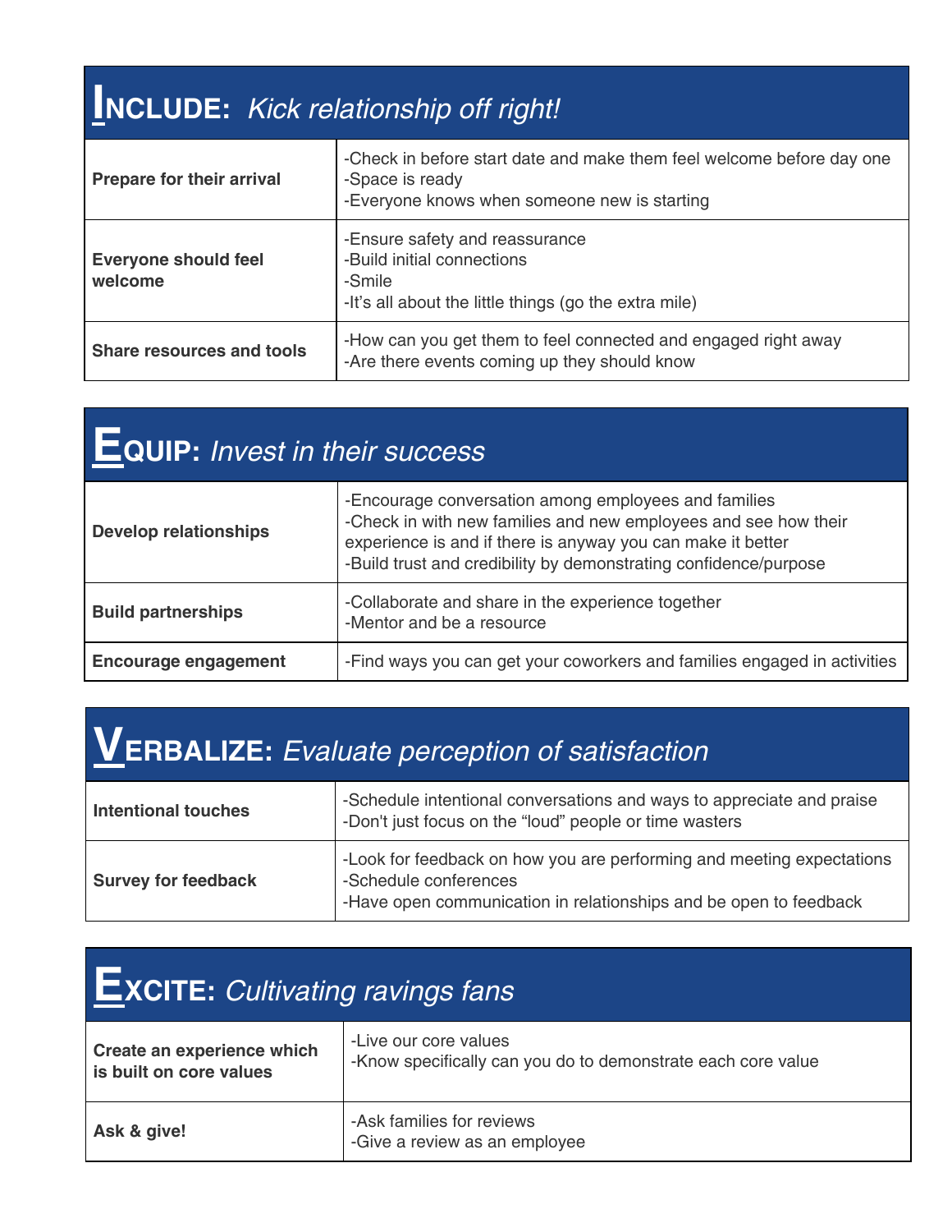## INCLUDE: *Kick relationship off right!*

| | |
|---|---|
| **Prepare for their arrival** | -Check in before start date and make them feel welcome before day one<br>-Space is ready<br>-Everyone knows when someone new is starting |
| **Everyone should feel welcome** | -Ensure safety and reassurance<br>-Build initial connections<br>-Smile<br>-It's all about the little things (go the extra mile) |
| **Share resources and tools** | -How can you get them to feel connected and engaged right away<br>-Are there events coming up they should know |

## EQUIP: *Invest in their success*

| | |
|---|---|
| **Develop relationships** | -Encourage conversation among employees and families<br>-Check in with new families and new employees and see how their experience is and if there is anyway you can make it better<br>-Build trust and credibility by demonstrating confidence/purpose |
| **Build partnerships** | -Collaborate and share in the experience together<br>-Mentor and be a resource |
| **Encourage engagement** | -Find ways you can get your coworkers and families engaged in activities |

## VERBALIZE: *Evaluate perception of satisfaction*

| | |
|---|---|
| **Intentional touches** | -Schedule intentional conversations and ways to appreciate and praise<br>-Don't just focus on the "loud" people or time wasters |
| **Survey for feedback** | -Look for feedback on how you are performing and meeting expectations<br>-Schedule conferences<br>-Have open communication in relationships and be open to feedback |

## EXCITE: *Cultivating ravings fans*

| | |
|---|---|
| **Create an experience which is built on core values** | -Live our core values<br>-Know specifically can you do to demonstrate each core value |
| **Ask & give!** | -Ask families for reviews<br>-Give a review as an employee |